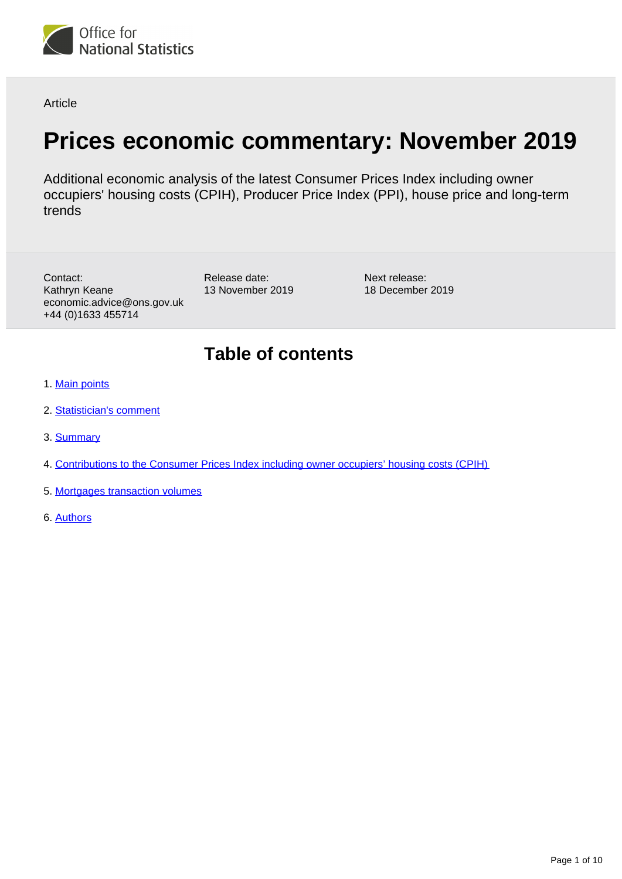Office for National Statistics

Article

# Prices economic commentary: November 2019

Additional economic analysis of the latest Consumer Prices Index including owner occupiers' housing costs (CPIH), Producer Price Index (PPI), house price and long-term trends

Contact:
Kathryn Keane
economic.advice@ons.gov.uk
+44 (0)1633 455714

Release date:
13 November 2019

Next release:
18 December 2019

## Table of contents

1. Main points
2. Statistician's comment
3. Summary
4. Contributions to the Consumer Prices Index including owner occupiers' housing costs (CPIH)
5. Mortgages transaction volumes
6. Authors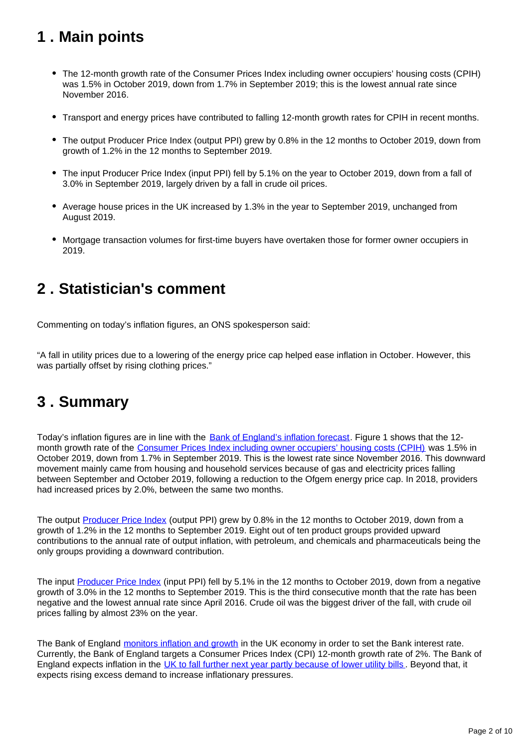## 1 . Main points

- The 12-month growth rate of the Consumer Prices Index including owner occupiers' housing costs (CPIH) was 1.5% in October 2019, down from 1.7% in September 2019; this is the lowest annual rate since November 2016.
- Transport and energy prices have contributed to falling 12-month growth rates for CPIH in recent months.
- The output Producer Price Index (output PPI) grew by 0.8% in the 12 months to October 2019, down from growth of 1.2% in the 12 months to September 2019.
- The input Producer Price Index (input PPI) fell by 5.1% on the year to October 2019, down from a fall of 3.0% in September 2019, largely driven by a fall in crude oil prices.
- Average house prices in the UK increased by 1.3% in the year to September 2019, unchanged from August 2019.
- Mortgage transaction volumes for first-time buyers have overtaken those for former owner occupiers in 2019.

## 2 . Statistician's comment

Commenting on today's inflation figures, an ONS spokesperson said:

"A fall in utility prices due to a lowering of the energy price cap helped ease inflation in October. However, this was partially offset by rising clothing prices."

## 3 . Summary

Today's inflation figures are in line with the Bank of England's inflation forecast. Figure 1 shows that the 12-month growth rate of the Consumer Prices Index including owner occupiers' housing costs (CPIH) was 1.5% in October 2019, down from 1.7% in September 2019. This is the lowest rate since November 2016. This downward movement mainly came from housing and household services because of gas and electricity prices falling between September and October 2019, following a reduction to the Ofgem energy price cap. In 2018, providers had increased prices by 2.0%, between the same two months.

The output Producer Price Index (output PPI) grew by 0.8% in the 12 months to October 2019, down from a growth of 1.2% in the 12 months to September 2019. Eight out of ten product groups provided upward contributions to the annual rate of output inflation, with petroleum, and chemicals and pharmaceuticals being the only groups providing a downward contribution.

The input Producer Price Index (input PPI) fell by 5.1% in the 12 months to October 2019, down from a negative growth of 3.0% in the 12 months to September 2019. This is the third consecutive month that the rate has been negative and the lowest annual rate since April 2016. Crude oil was the biggest driver of the fall, with crude oil prices falling by almost 23% on the year.

The Bank of England monitors inflation and growth in the UK economy in order to set the Bank interest rate. Currently, the Bank of England targets a Consumer Prices Index (CPI) 12-month growth rate of 2%. The Bank of England expects inflation in the UK to fall further next year partly because of lower utility bills. Beyond that, it expects rising excess demand to increase inflationary pressures.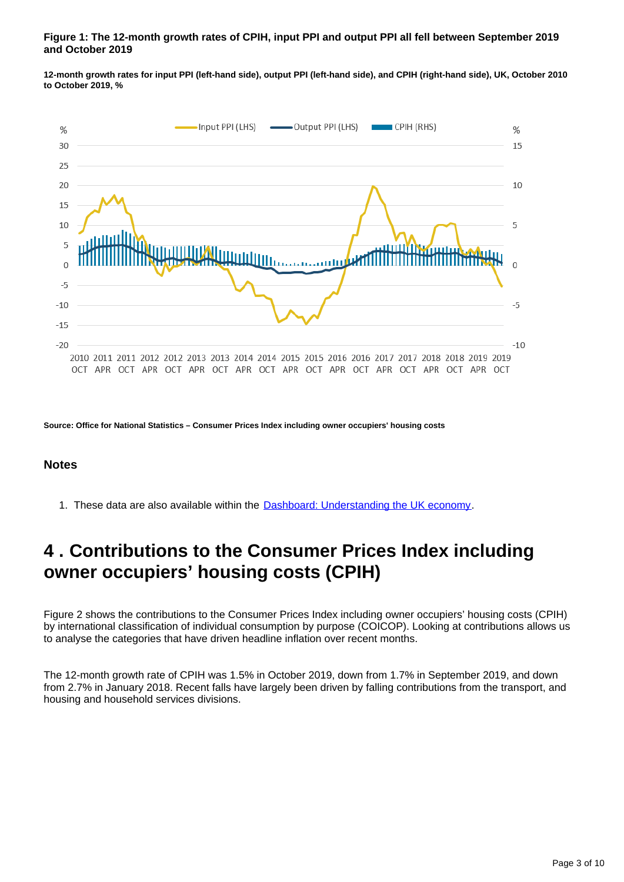**Figure 1: The 12-month growth rates of CPIH, input PPI and output PPI all fell between September 2019 and October 2019**

**12-month growth rates for input PPI (left-hand side), output PPI (left-hand side), and CPIH (right-hand side), UK, October 2010 to October 2019, %**

**Source: Office for National Statistics – Consumer Prices Index including owner occupiers' housing costs**

### Notes

1. These data are also available within the [Dashboard: Understanding the UK economy](#).

## 4 . Contributions to the Consumer Prices Index including owner occupiers' housing costs (CPIH)

Figure 2 shows the contributions to the Consumer Prices Index including owner occupiers' housing costs (CPIH) by international classification of individual consumption by purpose (COICOP). Looking at contributions allows us to analyse the categories that have driven headline inflation over recent months.

The 12-month growth rate of CPIH was 1.5% in October 2019, down from 1.7% in September 2019, and down from 2.7% in January 2018. Recent falls have largely been driven by falling contributions from the transport, and housing and household services divisions.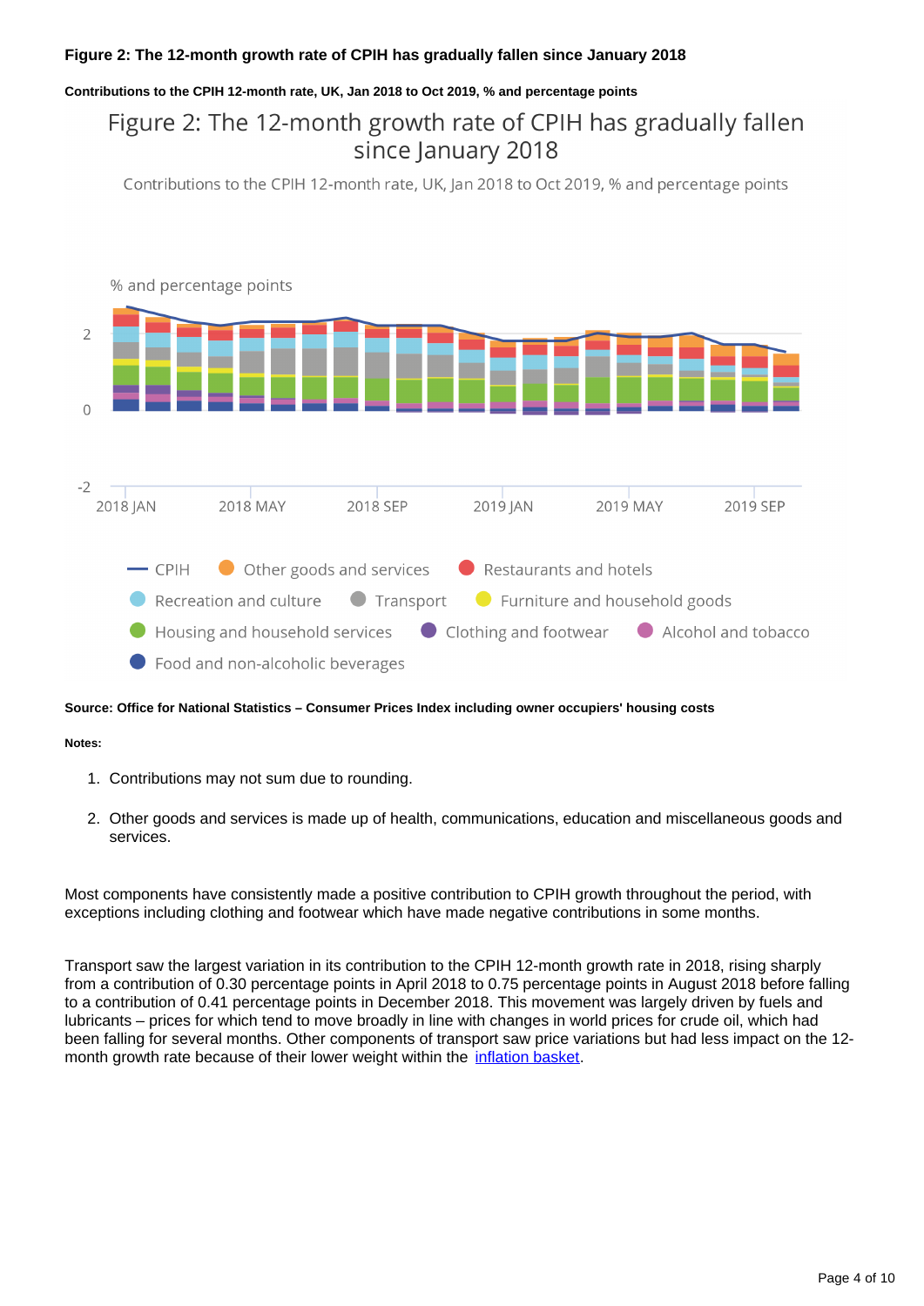**Figure 2: The 12-month growth rate of CPIH has gradually fallen since January 2018**

**Contributions to the CPIH 12-month rate, UK, Jan 2018 to Oct 2019, % and percentage points**

**Source: Office for National Statistics – Consumer Prices Index including owner occupiers' housing costs**

**Notes:**

1. Contributions may not sum due to rounding.
2. Other goods and services is made up of health, communications, education and miscellaneous goods and services.

Most components have consistently made a positive contribution to CPIH growth throughout the period, with exceptions including clothing and footwear which have made negative contributions in some months.

Transport saw the largest variation in its contribution to the CPIH 12-month growth rate in 2018, rising sharply from a contribution of 0.30 percentage points in April 2018 to 0.75 percentage points in August 2018 before falling to a contribution of 0.41 percentage points in December 2018. This movement was largely driven by fuels and lubricants – prices for which tend to move broadly in line with changes in world prices for crude oil, which had been falling for several months. Other components of transport saw price variations but had less impact on the 12-month growth rate because of their lower weight within the inflation basket.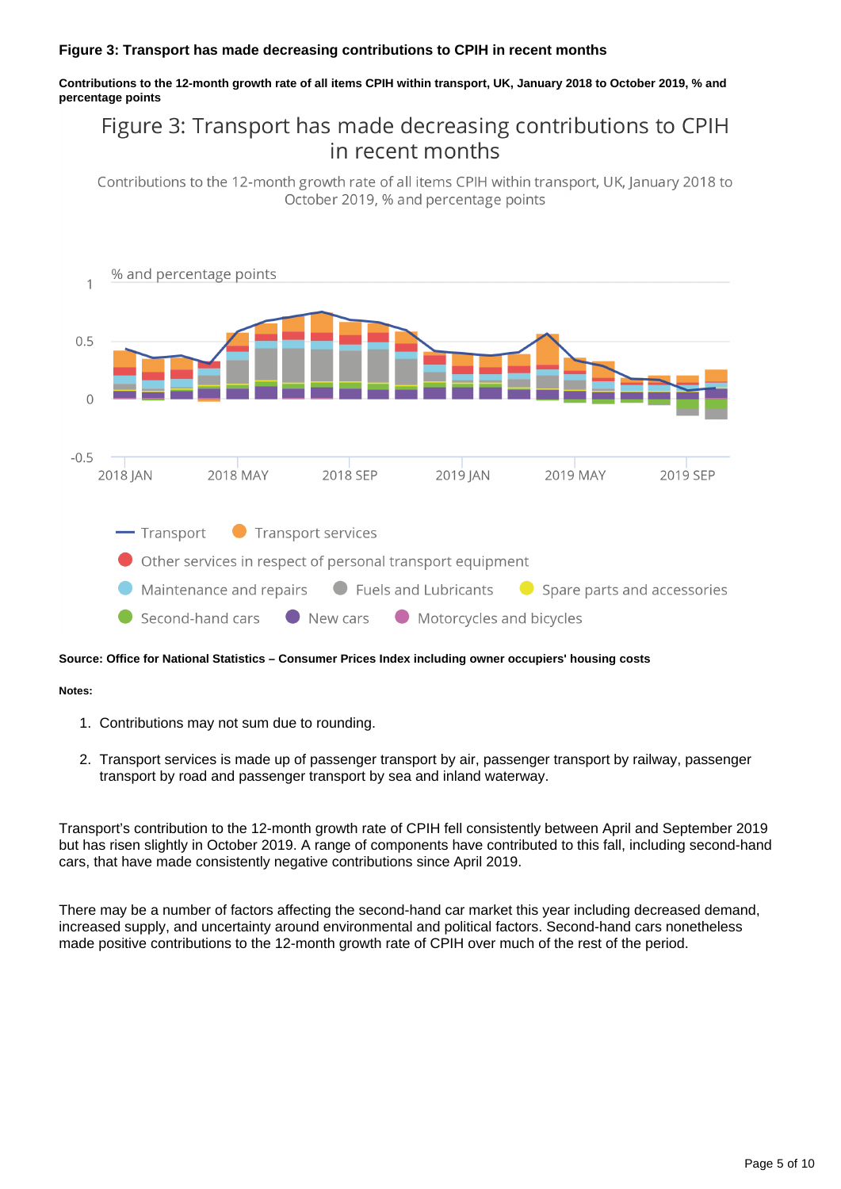**Figure 3: Transport has made decreasing contributions to CPIH in recent months**

**Contributions to the 12-month growth rate of all items CPIH within transport, UK, January 2018 to October 2019, % and percentage points**

Figure 3: Transport has made decreasing contributions to CPIH in recent months

Contributions to the 12-month growth rate of all items CPIH within transport, UK, January 2018 to October 2019, % and percentage points

% and percentage points

Transport, Transport services, Other services in respect of personal transport equipment, Maintenance and repairs, Fuels and Lubricants, Spare parts and accessories, Second-hand cars, New cars, Motorcycles and bicycles

**Source: Office for National Statistics – Consumer Prices Index including owner occupiers' housing costs**

**Notes:**

1. Contributions may not sum due to rounding.
2. Transport services is made up of passenger transport by air, passenger transport by railway, passenger transport by road and passenger transport by sea and inland waterway.

Transport's contribution to the 12-month growth rate of CPIH fell consistently between April and September 2019 but has risen slightly in October 2019. A range of components have contributed to this fall, including second-hand cars, that have made consistently negative contributions since April 2019.

There may be a number of factors affecting the second-hand car market this year including decreased demand, increased supply, and uncertainty around environmental and political factors. Second-hand cars nonetheless made positive contributions to the 12-month growth rate of CPIH over much of the rest of the period.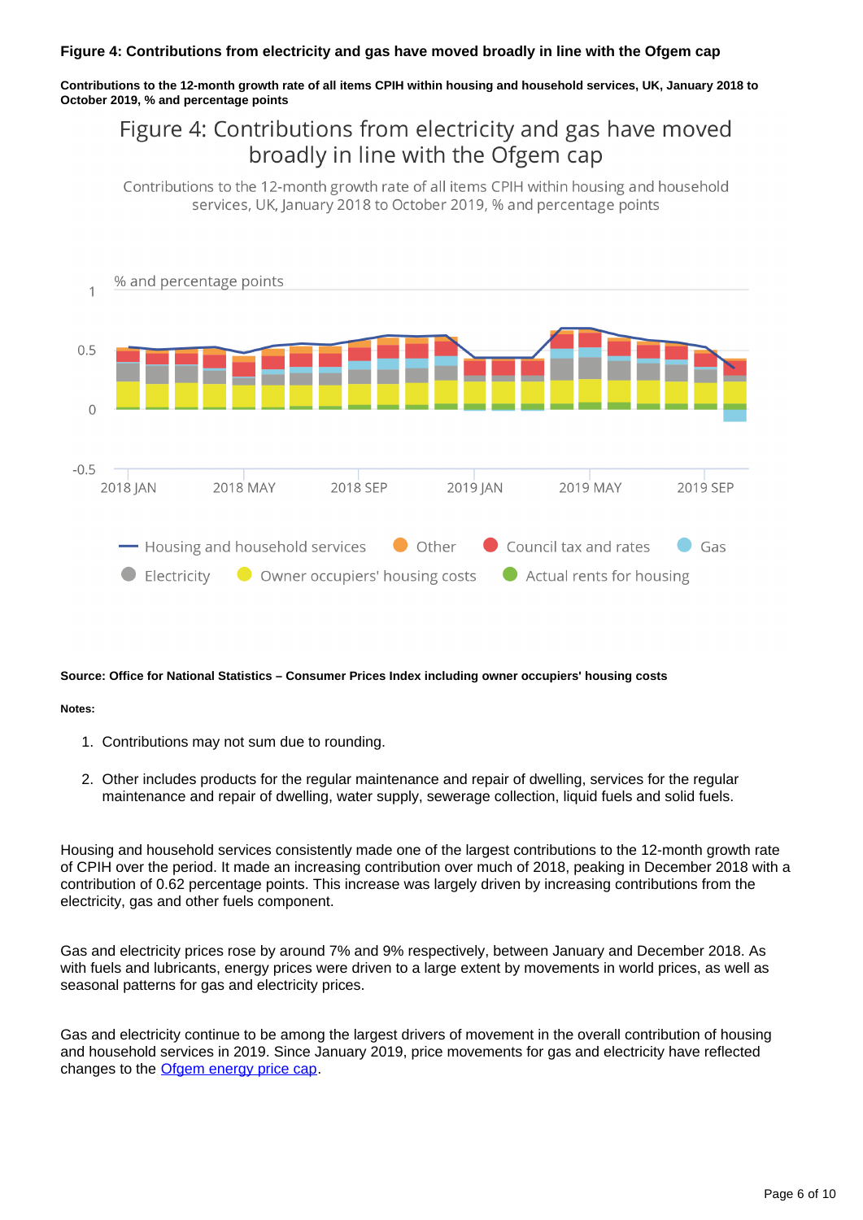**Figure 4: Contributions from electricity and gas have moved broadly in line with the Ofgem cap**

**Contributions to the 12-month growth rate of all items CPIH within housing and household services, UK, January 2018 to October 2019, % and percentage points**

**Source: Office for National Statistics – Consumer Prices Index including owner occupiers' housing costs**

**Notes:**

1. Contributions may not sum due to rounding.

2. Other includes products for the regular maintenance and repair of dwelling, services for the regular maintenance and repair of dwelling, water supply, sewerage collection, liquid fuels and solid fuels.

Housing and household services consistently made one of the largest contributions to the 12-month growth rate of CPIH over the period. It made an increasing contribution over much of 2018, peaking in December 2018 with a contribution of 0.62 percentage points. This increase was largely driven by increasing contributions from the electricity, gas and other fuels component.

Gas and electricity prices rose by around 7% and 9% respectively, between January and December 2018. As with fuels and lubricants, energy prices were driven to a large extent by movements in world prices, as well as seasonal patterns for gas and electricity prices.

Gas and electricity continue to be among the largest drivers of movement in the overall contribution of housing and household services in 2019. Since January 2019, price movements for gas and electricity have reflected changes to the [Ofgem energy price cap](Ofgem energy price cap).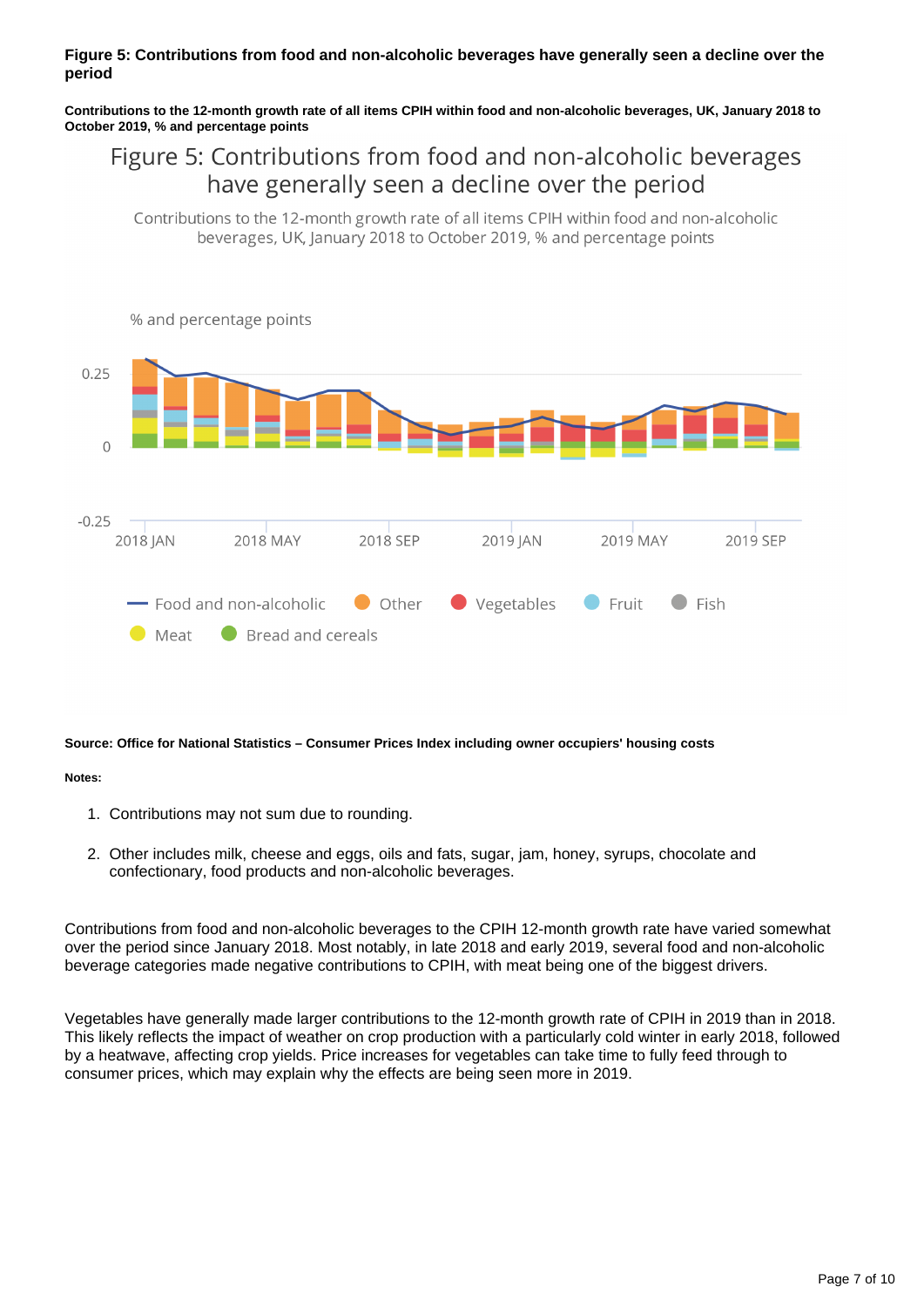**Figure 5: Contributions from food and non-alcoholic beverages have generally seen a decline over the period**

**Contributions to the 12-month growth rate of all items CPIH within food and non-alcoholic beverages, UK, January 2018 to October 2019, % and percentage points**

**Source: Office for National Statistics – Consumer Prices Index including owner occupiers' housing costs**

**Notes:**

1. Contributions may not sum due to rounding.
2. Other includes milk, cheese and eggs, oils and fats, sugar, jam, honey, syrups, chocolate and confectionary, food products and non-alcoholic beverages.

Contributions from food and non-alcoholic beverages to the CPIH 12-month growth rate have varied somewhat over the period since January 2018. Most notably, in late 2018 and early 2019, several food and non-alcoholic beverage categories made negative contributions to CPIH, with meat being one of the biggest drivers.

Vegetables have generally made larger contributions to the 12-month growth rate of CPIH in 2019 than in 2018. This likely reflects the impact of weather on crop production with a particularly cold winter in early 2018, followed by a heatwave, affecting crop yields. Price increases for vegetables can take time to fully feed through to consumer prices, which may explain why the effects are being seen more in 2019.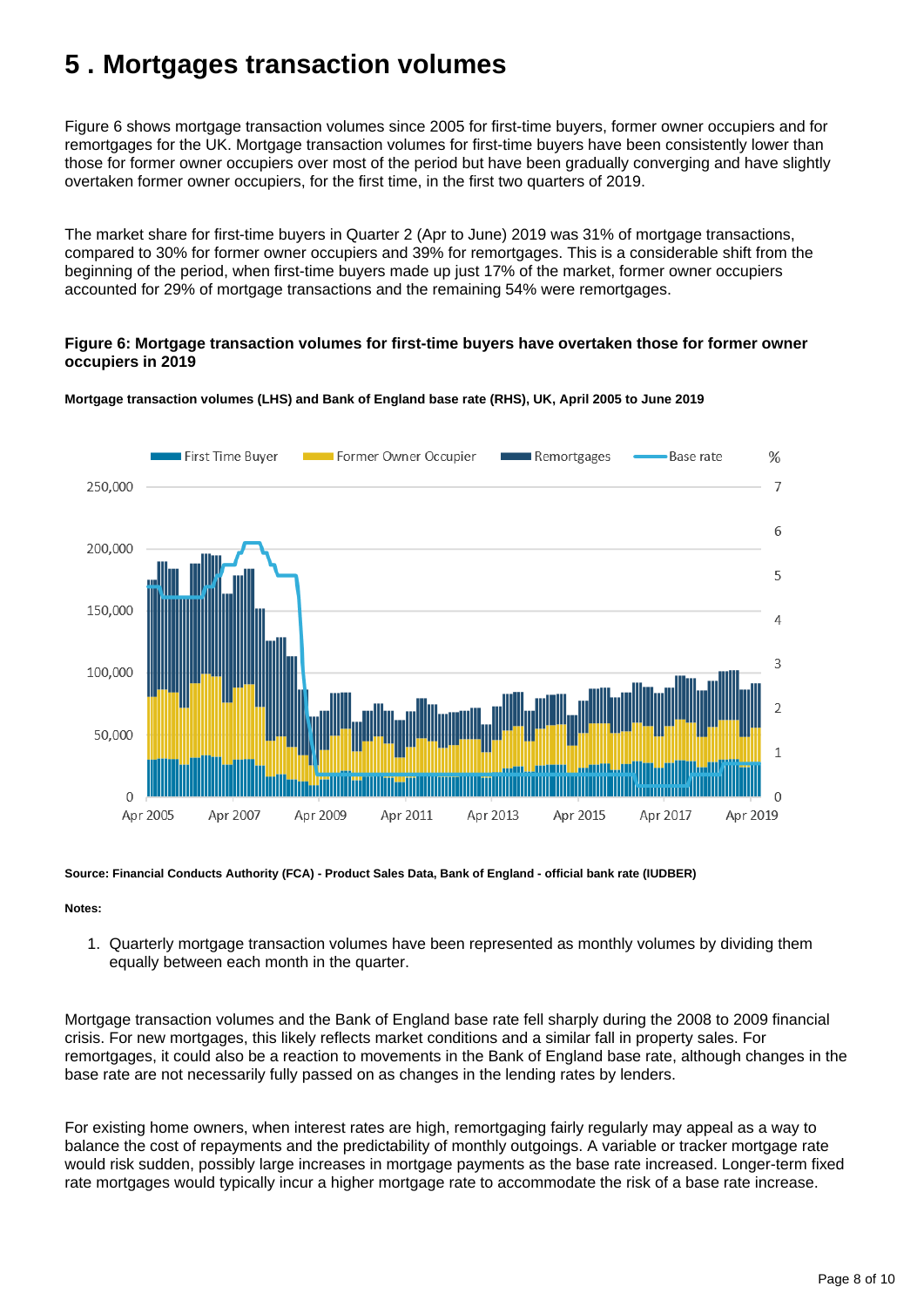# 5 . Mortgages transaction volumes

Figure 6 shows mortgage transaction volumes since 2005 for first-time buyers, former owner occupiers and for remortgages for the UK. Mortgage transaction volumes for first-time buyers have been consistently lower than those for former owner occupiers over most of the period but have been gradually converging and have slightly overtaken former owner occupiers, for the first time, in the first two quarters of 2019.

The market share for first-time buyers in Quarter 2 (Apr to June) 2019 was 31% of mortgage transactions, compared to 30% for former owner occupiers and 39% for remortgages. This is a considerable shift from the beginning of the period, when first-time buyers made up just 17% of the market, former owner occupiers accounted for 29% of mortgage transactions and the remaining 54% were remortgages.

**Figure 6: Mortgage transaction volumes for first-time buyers have overtaken those for former owner occupiers in 2019**

**Mortgage transaction volumes (LHS) and Bank of England base rate (RHS), UK, April 2005 to June 2019**

**Source: Financial Conducts Authority (FCA) - Product Sales Data, Bank of England - official bank rate (IUDBER)**

**Notes:**

1. Quarterly mortgage transaction volumes have been represented as monthly volumes by dividing them equally between each month in the quarter.

Mortgage transaction volumes and the Bank of England base rate fell sharply during the 2008 to 2009 financial crisis. For new mortgages, this likely reflects market conditions and a similar fall in property sales. For remortgages, it could also be a reaction to movements in the Bank of England base rate, although changes in the base rate are not necessarily fully passed on as changes in the lending rates by lenders.

For existing home owners, when interest rates are high, remortgaging fairly regularly may appeal as a way to balance the cost of repayments and the predictability of monthly outgoings. A variable or tracker mortgage rate would risk sudden, possibly large increases in mortgage payments as the base rate increased. Longer-term fixed rate mortgages would typically incur a higher mortgage rate to accommodate the risk of a base rate increase.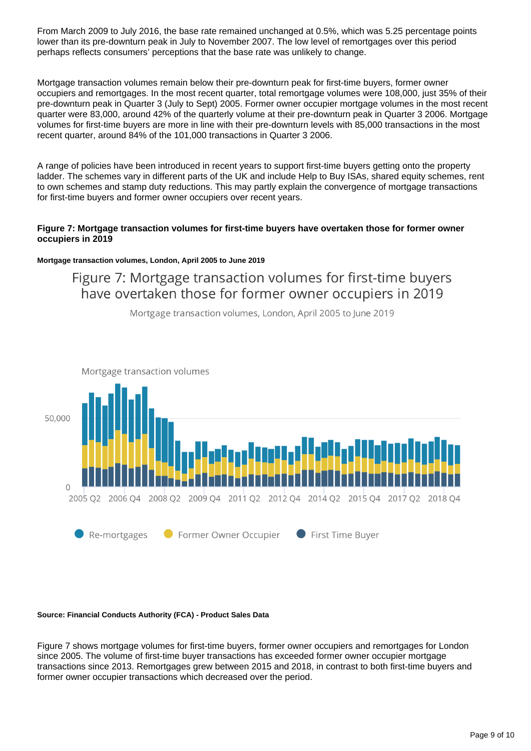From March 2009 to July 2016, the base rate remained unchanged at 0.5%, which was 5.25 percentage points lower than its pre-downturn peak in July to November 2007. The low level of remortgages over this period perhaps reflects consumers' perceptions that the base rate was unlikely to change.

Mortgage transaction volumes remain below their pre-downturn peak for first-time buyers, former owner occupiers and remortgages. In the most recent quarter, total remortgage volumes were 108,000, just 35% of their pre-downturn peak in Quarter 3 (July to Sept) 2005. Former owner occupier mortgage volumes in the most recent quarter were 83,000, around 42% of the quarterly volume at their pre-downturn peak in Quarter 3 2006. Mortgage volumes for first-time buyers are more in line with their pre-downturn levels with 85,000 transactions in the most recent quarter, around 84% of the 101,000 transactions in Quarter 3 2006.

A range of policies have been introduced in recent years to support first-time buyers getting onto the property ladder. The schemes vary in different parts of the UK and include Help to Buy ISAs, shared equity schemes, rent to own schemes and stamp duty reductions. This may partly explain the convergence of mortgage transactions for first-time buyers and former owner occupiers over recent years.

**Figure 7: Mortgage transaction volumes for first-time buyers have overtaken those for former owner occupiers in 2019**

**Mortgage transaction volumes, London, April 2005 to June 2019**

**Source: Financial Conducts Authority (FCA) - Product Sales Data**

Figure 7 shows mortgage volumes for first-time buyers, former owner occupiers and remortgages for London since 2005. The volume of first-time buyer transactions has exceeded former owner occupier mortgage transactions since 2013. Remortgages grew between 2015 and 2018, in contrast to both first-time buyers and former owner occupier transactions which decreased over the period.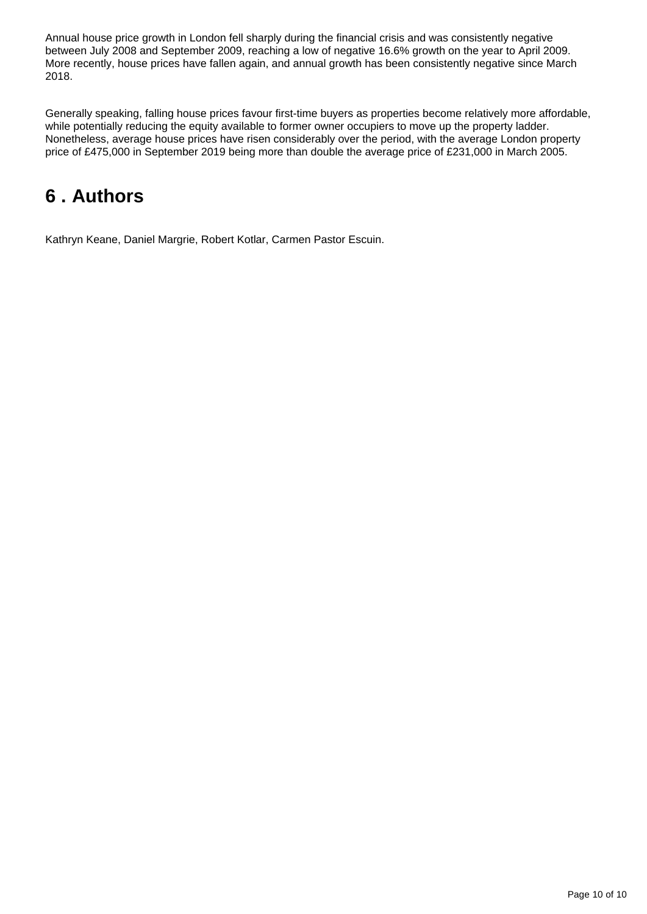Annual house price growth in London fell sharply during the financial crisis and was consistently negative between July 2008 and September 2009, reaching a low of negative 16.6% growth on the year to April 2009. More recently, house prices have fallen again, and annual growth has been consistently negative since March 2018.

Generally speaking, falling house prices favour first-time buyers as properties become relatively more affordable, while potentially reducing the equity available to former owner occupiers to move up the property ladder. Nonetheless, average house prices have risen considerably over the period, with the average London property price of £475,000 in September 2019 being more than double the average price of £231,000 in March 2005.

## 6 . Authors

Kathryn Keane, Daniel Margrie, Robert Kotlar, Carmen Pastor Escuin.